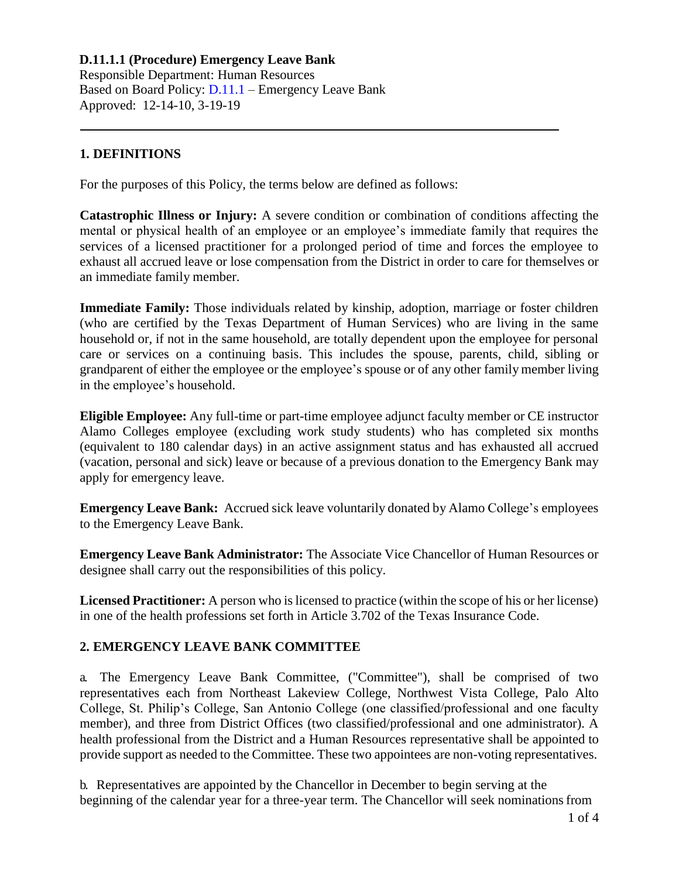**D.11.1.1 (Procedure) Emergency Leave Bank**
Responsible Department: Human Resources
Based on Board Policy: D.11.1 – Emergency Leave Bank
Approved: 12-14-10, 3-19-19

---

## 1. DEFINITIONS

For the purposes of this Policy, the terms below are defined as follows:

**Catastrophic Illness or Injury:** A severe condition or combination of conditions affecting the mental or physical health of an employee or an employee's immediate family that requires the services of a licensed practitioner for a prolonged period of time and forces the employee to exhaust all accrued leave or lose compensation from the District in order to care for themselves or an immediate family member.

**Immediate Family:** Those individuals related by kinship, adoption, marriage or foster children (who are certified by the Texas Department of Human Services) who are living in the same household or, if not in the same household, are totally dependent upon the employee for personal care or services on a continuing basis. This includes the spouse, parents, child, sibling or grandparent of either the employee or the employee's spouse or of any other family member living in the employee's household.

**Eligible Employee:** Any full-time or part-time employee adjunct faculty member or CE instructor Alamo Colleges employee (excluding work study students) who has completed six months (equivalent to 180 calendar days) in an active assignment status and has exhausted all accrued (vacation, personal and sick) leave or because of a previous donation to the Emergency Bank may apply for emergency leave.

**Emergency Leave Bank:** Accrued sick leave voluntarily donated by Alamo College's employees to the Emergency Leave Bank.

**Emergency Leave Bank Administrator:** The Associate Vice Chancellor of Human Resources or designee shall carry out the responsibilities of this policy.

**Licensed Practitioner:** A person who is licensed to practice (within the scope of his or her license) in one of the health professions set forth in Article 3.702 of the Texas Insurance Code.

## 2. EMERGENCY LEAVE BANK COMMITTEE

a. The Emergency Leave Bank Committee, ("Committee"), shall be comprised of two representatives each from Northeast Lakeview College, Northwest Vista College, Palo Alto College, St. Philip's College, San Antonio College (one classified/professional and one faculty member), and three from District Offices (two classified/professional and one administrator). A health professional from the District and a Human Resources representative shall be appointed to provide support as needed to the Committee. These two appointees are non-voting representatives.

b. Representatives are appointed by the Chancellor in December to begin serving at the beginning of the calendar year for a three-year term. The Chancellor will seek nominations from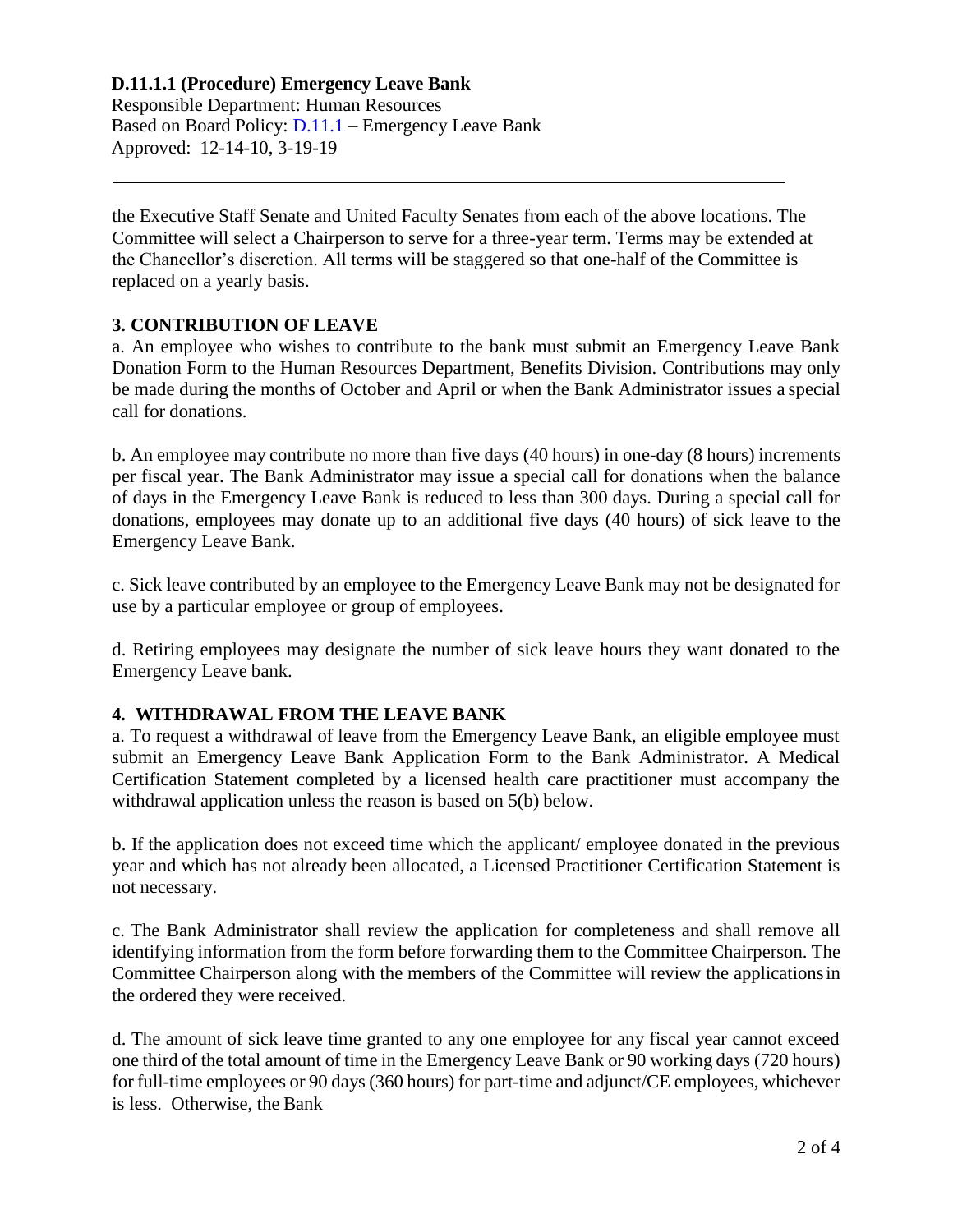the Executive Staff Senate and United Faculty Senates from each of the above locations. The Committee will select a Chairperson to serve for a three-year term. Terms may be extended at the Chancellor's discretion. All terms will be staggered so that one-half of the Committee is replaced on a yearly basis.

### 3. CONTRIBUTION OF LEAVE

a. An employee who wishes to contribute to the bank must submit an Emergency Leave Bank Donation Form to the Human Resources Department, Benefits Division. Contributions may only be made during the months of October and April or when the Bank Administrator issues a special call for donations.

b. An employee may contribute no more than five days (40 hours) in one-day (8 hours) increments per fiscal year. The Bank Administrator may issue a special call for donations when the balance of days in the Emergency Leave Bank is reduced to less than 300 days. During a special call for donations, employees may donate up to an additional five days (40 hours) of sick leave to the Emergency Leave Bank.

c. Sick leave contributed by an employee to the Emergency Leave Bank may not be designated for use by a particular employee or group of employees.

d. Retiring employees may designate the number of sick leave hours they want donated to the Emergency Leave bank.

### 4. WITHDRAWAL FROM THE LEAVE BANK

a. To request a withdrawal of leave from the Emergency Leave Bank, an eligible employee must submit an Emergency Leave Bank Application Form to the Bank Administrator. A Medical Certification Statement completed by a licensed health care practitioner must accompany the withdrawal application unless the reason is based on 5(b) below.

b. If the application does not exceed time which the applicant/ employee donated in the previous year and which has not already been allocated, a Licensed Practitioner Certification Statement is not necessary.

c. The Bank Administrator shall review the application for completeness and shall remove all identifying information from the form before forwarding them to the Committee Chairperson. The Committee Chairperson along with the members of the Committee will review the applications in the ordered they were received.

d. The amount of sick leave time granted to any one employee for any fiscal year cannot exceed one third of the total amount of time in the Emergency Leave Bank or 90 working days (720 hours) for full-time employees or 90 days (360 hours) for part-time and adjunct/CE employees, whichever is less. Otherwise, the Bank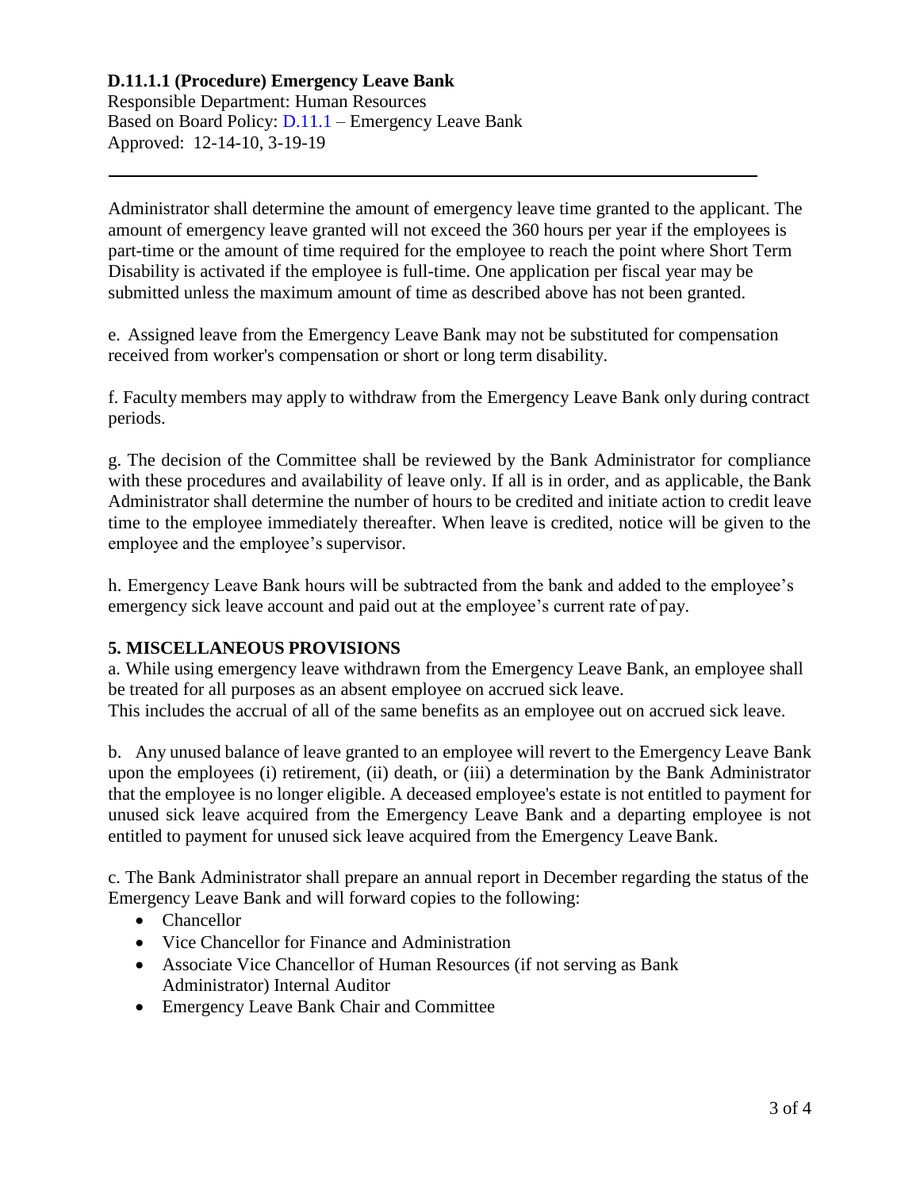**D.11.1.1 (Procedure) Emergency Leave Bank**
Responsible Department: Human Resources
Based on Board Policy: D.11.1 – Emergency Leave Bank
Approved: 12-14-10, 3-19-19

---

Administrator shall determine the amount of emergency leave time granted to the applicant. The amount of emergency leave granted will not exceed the 360 hours per year if the employees is part-time or the amount of time required for the employee to reach the point where Short Term Disability is activated if the employee is full-time. One application per fiscal year may be submitted unless the maximum amount of time as described above has not been granted.

e. Assigned leave from the Emergency Leave Bank may not be substituted for compensation received from worker's compensation or short or long term disability.

f. Faculty members may apply to withdraw from the Emergency Leave Bank only during contract periods.

g. The decision of the Committee shall be reviewed by the Bank Administrator for compliance with these procedures and availability of leave only. If all is in order, and as applicable, the Bank Administrator shall determine the number of hours to be credited and initiate action to credit leave time to the employee immediately thereafter. When leave is credited, notice will be given to the employee and the employee's supervisor.

h. Emergency Leave Bank hours will be subtracted from the bank and added to the employee's emergency sick leave account and paid out at the employee's current rate of pay.

**5. MISCELLANEOUS PROVISIONS**

a. While using emergency leave withdrawn from the Emergency Leave Bank, an employee shall be treated for all purposes as an absent employee on accrued sick leave.
This includes the accrual of all of the same benefits as an employee out on accrued sick leave.

b. Any unused balance of leave granted to an employee will revert to the Emergency Leave Bank upon the employees (i) retirement, (ii) death, or (iii) a determination by the Bank Administrator that the employee is no longer eligible. A deceased employee's estate is not entitled to payment for unused sick leave acquired from the Emergency Leave Bank and a departing employee is not entitled to payment for unused sick leave acquired from the Emergency Leave Bank.

c. The Bank Administrator shall prepare an annual report in December regarding the status of the Emergency Leave Bank and will forward copies to the following:

- Chancellor
- Vice Chancellor for Finance and Administration
- Associate Vice Chancellor of Human Resources (if not serving as Bank Administrator) Internal Auditor
- Emergency Leave Bank Chair and Committee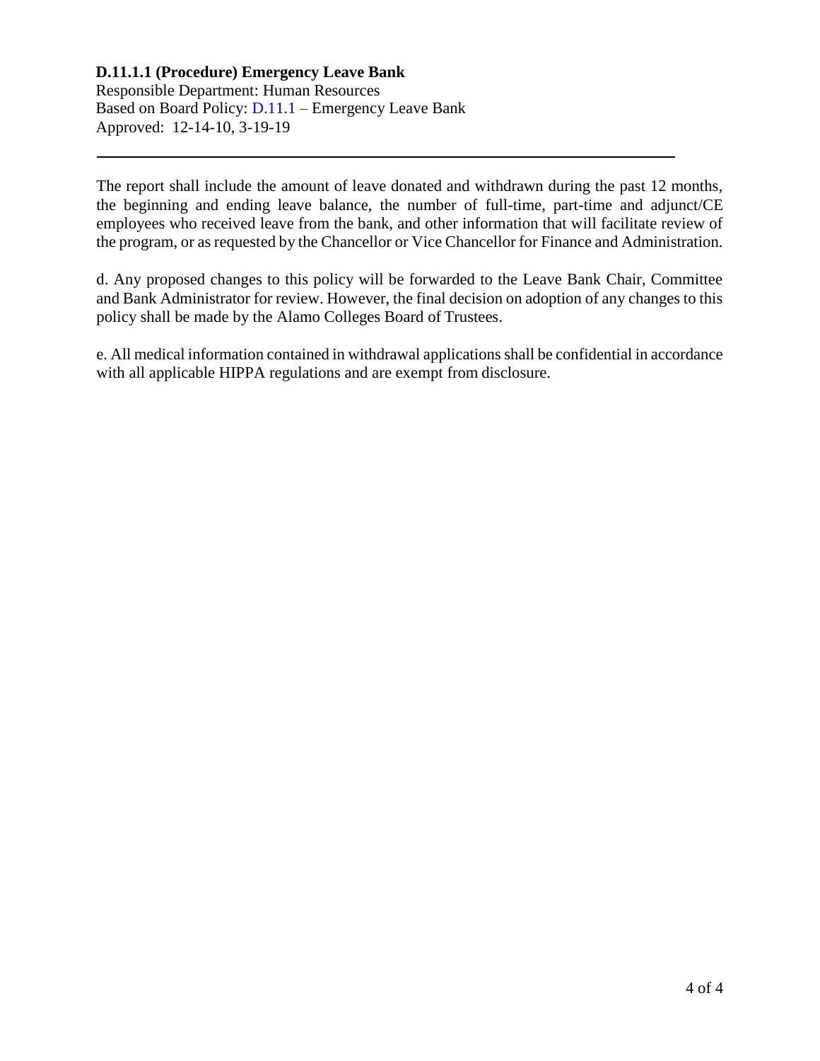**D.11.1.1 (Procedure) Emergency Leave Bank**
Responsible Department: Human Resources
Based on Board Policy: D.11.1 – Emergency Leave Bank
Approved: 12-14-10, 3-19-19

---

The report shall include the amount of leave donated and withdrawn during the past 12 months, the beginning and ending leave balance, the number of full-time, part-time and adjunct/CE employees who received leave from the bank, and other information that will facilitate review of the program, or as requested by the Chancellor or Vice Chancellor for Finance and Administration.

d. Any proposed changes to this policy will be forwarded to the Leave Bank Chair, Committee and Bank Administrator for review. However, the final decision on adoption of any changes to this policy shall be made by the Alamo Colleges Board of Trustees.

e. All medical information contained in withdrawal applications shall be confidential in accordance with all applicable HIPPA regulations and are exempt from disclosure.